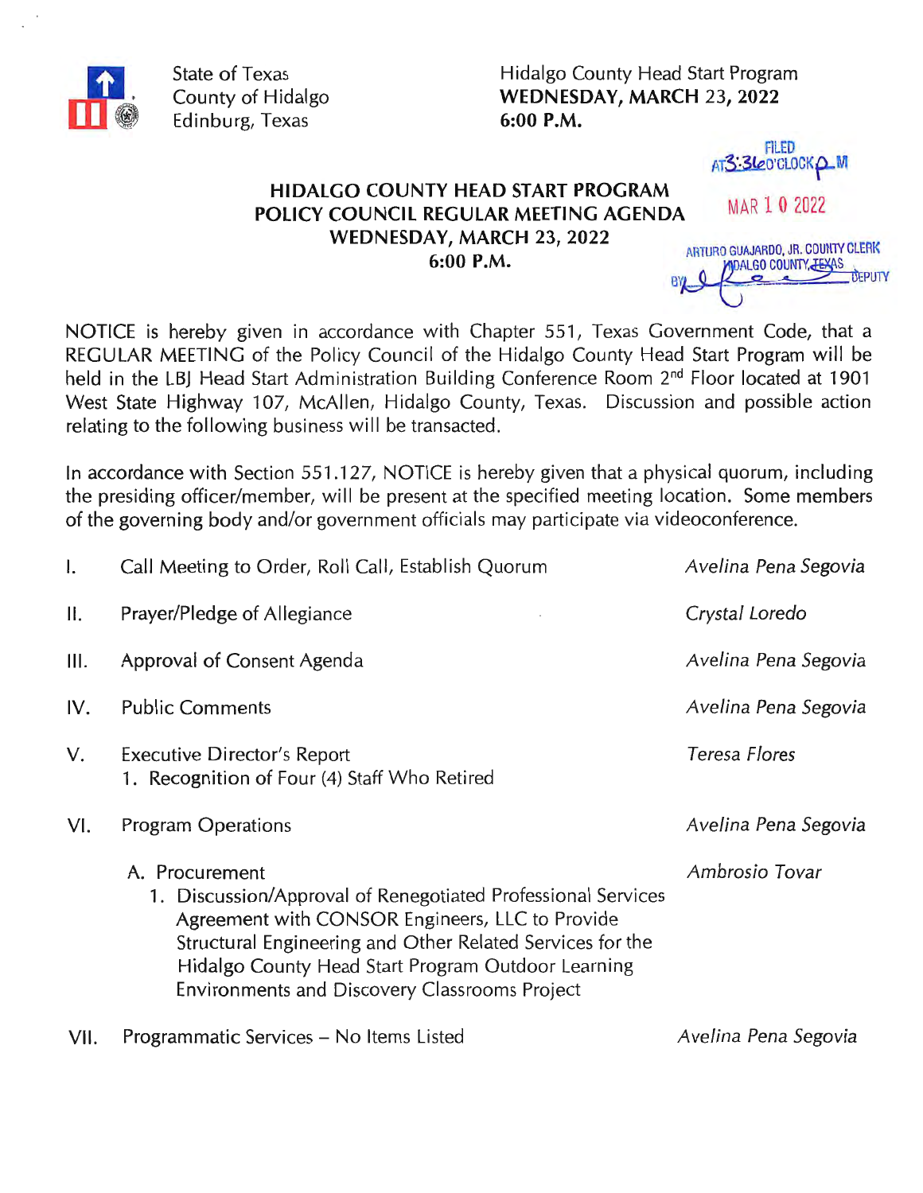State of Texas
County of Hidalgo
Edinburg, Texas

Hidalgo County Head Start Program
**WEDNESDAY, MARCH 23, 2022**
**6:00 P.M.**

FILED
AT 3:36 O'CLOCK P M

MAR 10 2022

ARTURO GUAJARDO, JR. COUNTY CLERK
HIDALGO COUNTY, TEXAS
BY _______ DEPUTY

## HIDALGO COUNTY HEAD START PROGRAM POLICY COUNCIL REGULAR MEETING AGENDA WEDNESDAY, MARCH 23, 2022 6:00 P.M.

NOTICE is hereby given in accordance with Chapter 551, Texas Government Code, that a REGULAR MEETING of the Policy Council of the Hidalgo County Head Start Program will be held in the LBJ Head Start Administration Building Conference Room 2nd Floor located at 1901 West State Highway 107, McAllen, Hidalgo County, Texas. Discussion and possible action relating to the following business will be transacted.

In accordance with Section 551.127, NOTICE is hereby given that a physical quorum, including the presiding officer/member, will be present at the specified meeting location. Some members of the governing body and/or government officials may participate via videoconference.

I. Call Meeting to Order, Roll Call, Establish Quorum — *Avelina Pena Segovia*

II. Prayer/Pledge of Allegiance — *Crystal Loredo*

III. Approval of Consent Agenda — *Avelina Pena Segovia*

IV. Public Comments — *Avelina Pena Segovia*

V. Executive Director's Report — *Teresa Flores*
   1. Recognition of Four (4) Staff Who Retired

VI. Program Operations — *Avelina Pena Segovia*

   A. Procurement — *Ambrosio Tovar*
      1. Discussion/Approval of Renegotiated Professional Services Agreement with CONSOR Engineers, LLC to Provide Structural Engineering and Other Related Services for the Hidalgo County Head Start Program Outdoor Learning Environments and Discovery Classrooms Project

VII. Programmatic Services – No Items Listed — *Avelina Pena Segovia*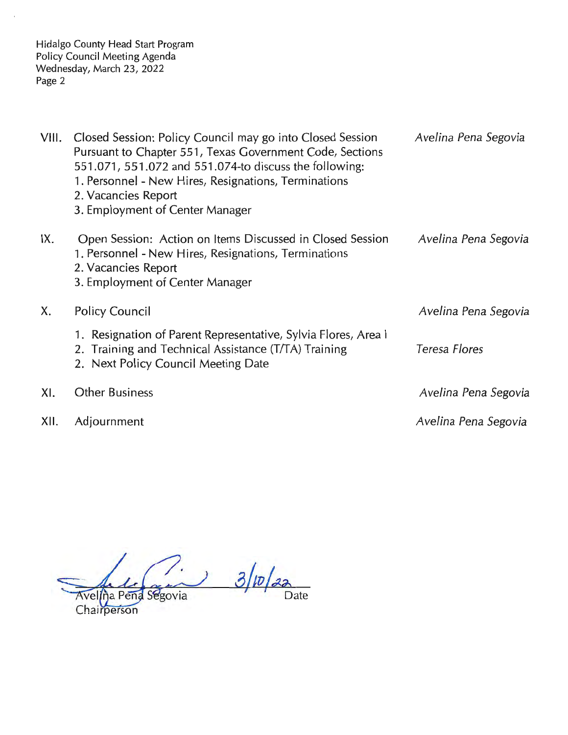| | | |
|---|---|---|
| VIII. | Closed Session: Policy Council may go into Closed Session Pursuant to Chapter 551, Texas Government Code, Sections 551.071, 551.072 and 551.074-to discuss the following:<br>1. Personnel - New Hires, Resignations, Terminations<br>2. Vacancies Report<br>3. Employment of Center Manager | *Avelina Pena Segovia* |
| IX. | Open Session: Action on Items Discussed in Closed Session<br>1. Personnel - New Hires, Resignations, Terminations<br>2. Vacancies Report<br>3. Employment of Center Manager | *Avelina Pena Segovia* |
| X. | Policy Council | *Avelina Pena Segovia* |
| | 1. Resignation of Parent Representative, Sylvia Flores, Area I | |
| | 2. Training and Technical Assistance (T/TA) Training | *Teresa Flores* |
| | 2. Next Policy Council Meeting Date | |
| XI. | Other Business | *Avelina Pena Segovia* |
| XII. | Adjournment | *Avelina Pena Segovia* |

Avelina Pena Segovia — 3/10/22
Chairperson — Date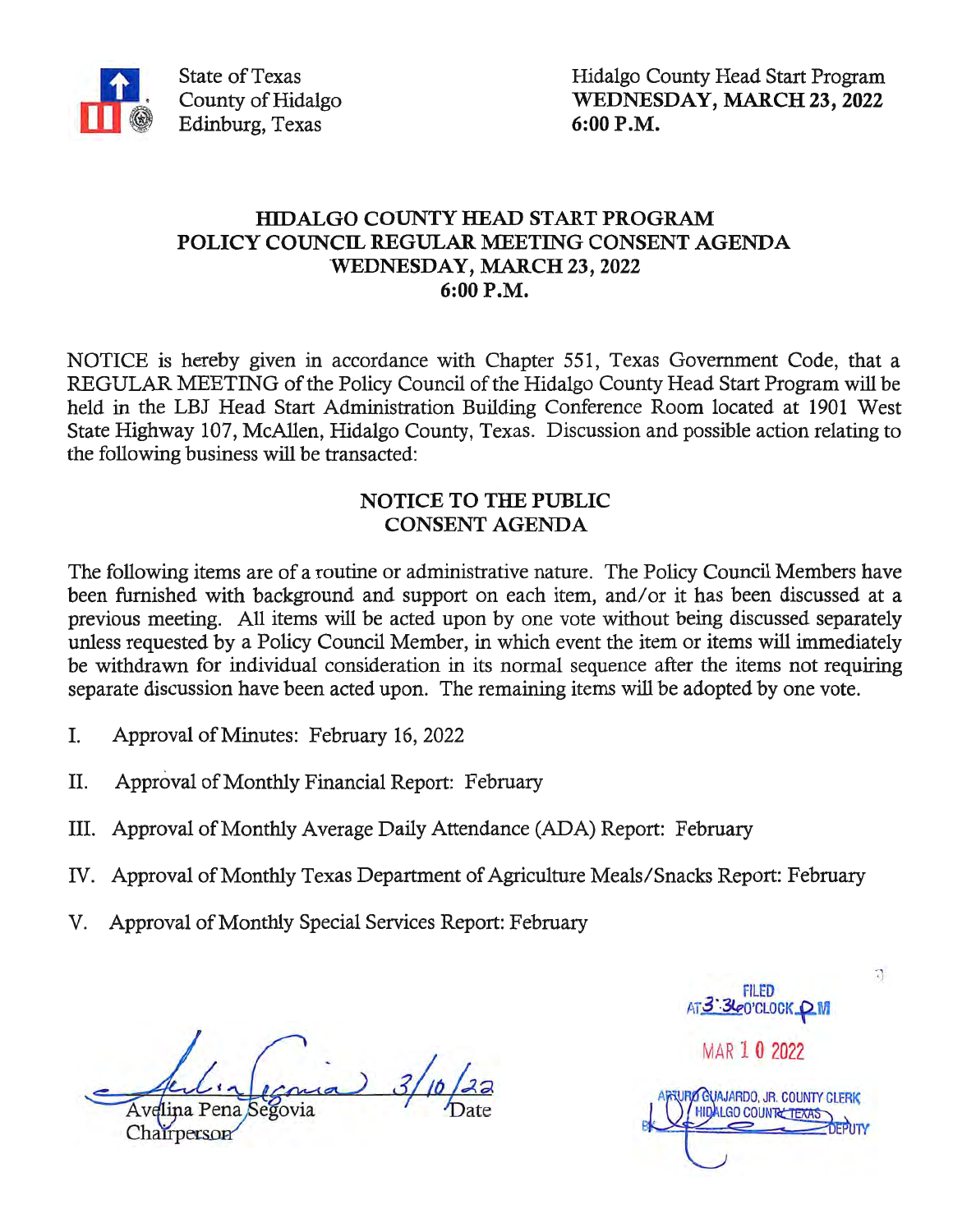State of Texas
County of Hidalgo
Edinburg, Texas

Hidalgo County Head Start Program
**WEDNESDAY, MARCH 23, 2022**
**6:00 P.M.**

## HIDALGO COUNTY HEAD START PROGRAM POLICY COUNCIL REGULAR MEETING CONSENT AGENDA WEDNESDAY, MARCH 23, 2022 6:00 P.M.

NOTICE is hereby given in accordance with Chapter 551, Texas Government Code, that a REGULAR MEETING of the Policy Council of the Hidalgo County Head Start Program will be held in the LBJ Head Start Administration Building Conference Room located at 1901 West State Highway 107, McAllen, Hidalgo County, Texas. Discussion and possible action relating to the following business will be transacted:

### NOTICE TO THE PUBLIC CONSENT AGENDA

The following items are of a routine or administrative nature. The Policy Council Members have been furnished with background and support on each item, and/or it has been discussed at a previous meeting. All items will be acted upon by one vote without being discussed separately unless requested by a Policy Council Member, in which event the item or items will immediately be withdrawn for individual consideration in its normal sequence after the items not requiring separate discussion have been acted upon. The remaining items will be adopted by one vote.

I. Approval of Minutes: February 16, 2022

II. Approval of Monthly Financial Report: February

III. Approval of Monthly Average Daily Attendance (ADA) Report: February

IV. Approval of Monthly Texas Department of Agriculture Meals/Snacks Report: February

V. Approval of Monthly Special Services Report: February

3/10/22
Avelina Pena Segovia
Chairperson
Date

FILED
AT 3:36 O'CLOCK P M
MAR 10 2022
ARTURO GUAJARDO, JR. COUNTY CLERK
HIDALGO COUNTY TEXAS
BY DEPUTY